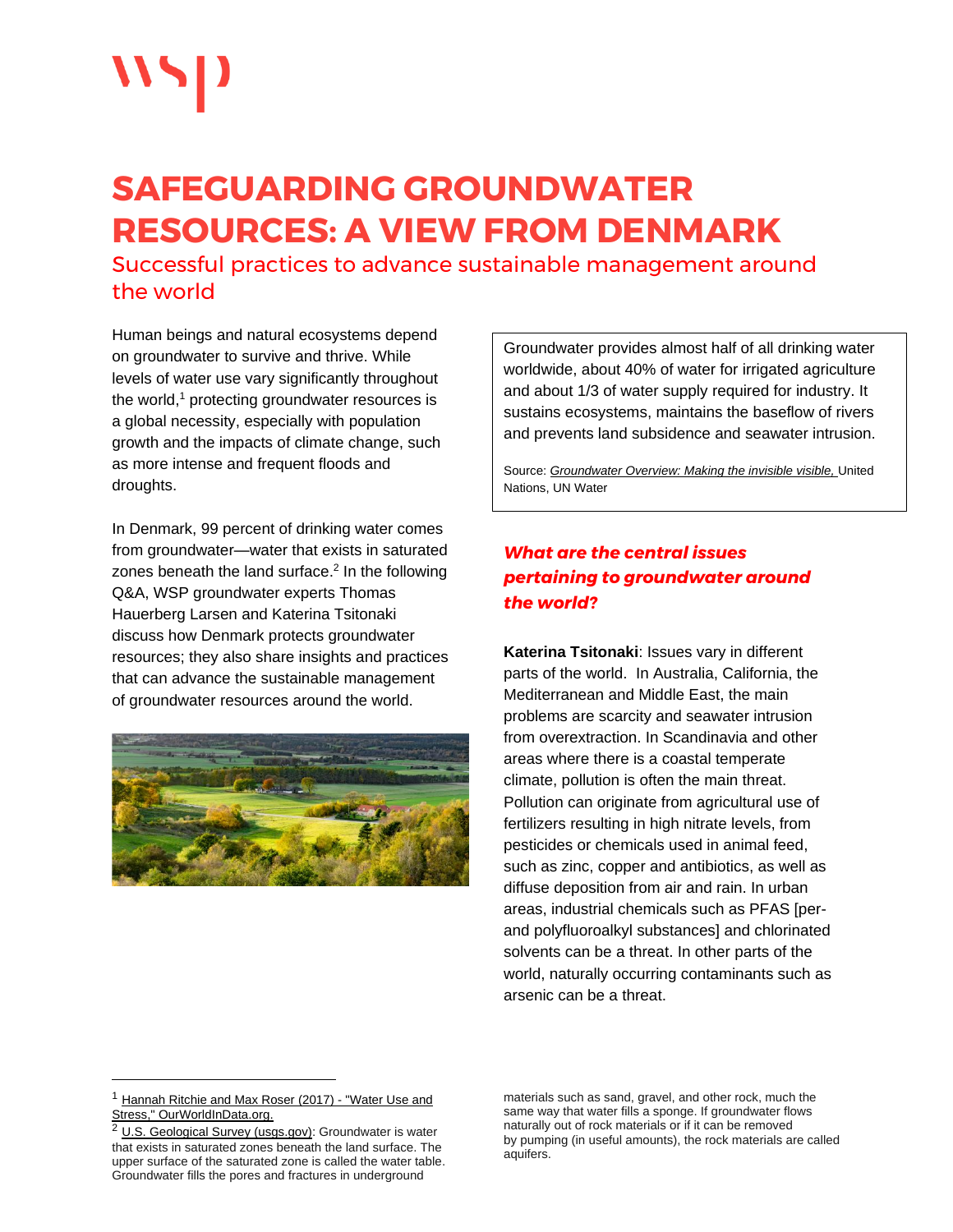# SAFEGUARDING GROUNDWATER RESOURCES: A VIEW FROM DENMARK

## Successful practices to advance sustainable management around the world

Human beings and natural ecosystems depend on groundwater to survive and thrive. While levels of water use vary significantly throughout the world,[1] protecting groundwater resources is a global necessity, especially with population growth and the impacts of climate change, such as more intense and frequent floods and droughts.

In Denmark, 99 percent of drinking water comes from groundwater—water that exists in saturated zones beneath the land surface.[2] In the following Q&A, WSP groundwater experts Thomas Hauerberg Larsen and Katerina Tsitonaki discuss how Denmark protects groundwater resources; they also share insights and practices that can advance the sustainable management of groundwater resources around the world.

> Groundwater provides almost half of all drinking water worldwide, about 40% of water for irrigated agriculture and about 1/3 of water supply required for industry. It sustains ecosystems, maintains the baseflow of rivers and prevents land subsidence and seawater intrusion.
>
> Source: *Groundwater Overview: Making the invisible visible,* United Nations, UN Water

### *What are the central issues pertaining to groundwater around the world?*

**Katerina Tsitonaki**: Issues vary in different parts of the world. In Australia, California, the Mediterranean and Middle East, the main problems are scarcity and seawater intrusion from overextraction. In Scandinavia and other areas where there is a coastal temperate climate, pollution is often the main threat. Pollution can originate from agricultural use of fertilizers resulting in high nitrate levels, from pesticides or chemicals used in animal feed, such as zinc, copper and antibiotics, as well as diffuse deposition from air and rain. In urban areas, industrial chemicals such as PFAS [per- and polyfluoroalkyl substances] and chlorinated solvents can be a threat. In other parts of the world, naturally occurring contaminants such as arsenic can be a threat.

---

[1] Hannah Ritchie and Max Roser (2017) - "Water Use and Stress," OurWorldInData.org.

[2] U.S. Geological Survey (usgs.gov): Groundwater is water that exists in saturated zones beneath the land surface. The upper surface of the saturated zone is called the water table. Groundwater fills the pores and fractures in underground materials such as sand, gravel, and other rock, much the same way that water fills a sponge. If groundwater flows naturally out of rock materials or if it can be removed by pumping (in useful amounts), the rock materials are called aquifers.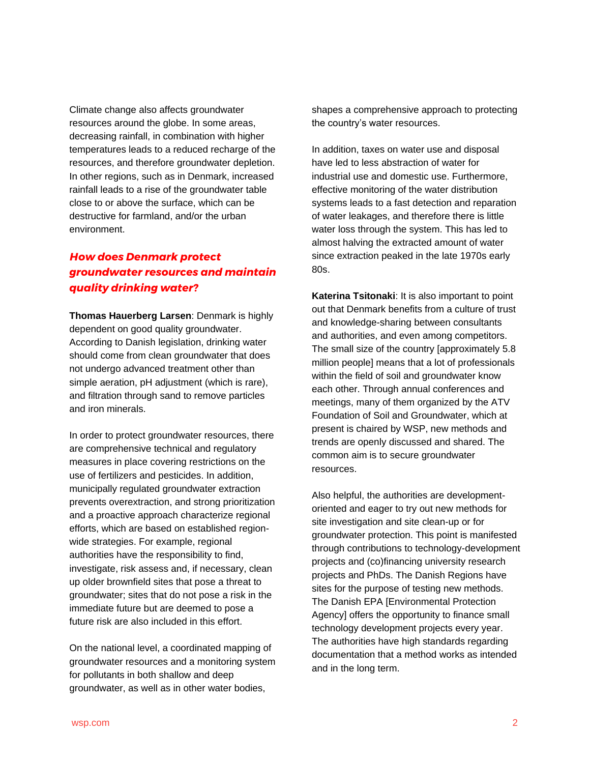Climate change also affects groundwater resources around the globe. In some areas, decreasing rainfall, in combination with higher temperatures leads to a reduced recharge of the resources, and therefore groundwater depletion. In other regions, such as in Denmark, increased rainfall leads to a rise of the groundwater table close to or above the surface, which can be destructive for farmland, and/or the urban environment.

## *How does Denmark protect groundwater resources and maintain quality drinking water?*

**Thomas Hauerberg Larsen**: Denmark is highly dependent on good quality groundwater. According to Danish legislation, drinking water should come from clean groundwater that does not undergo advanced treatment other than simple aeration, pH adjustment (which is rare), and filtration through sand to remove particles and iron minerals.

In order to protect groundwater resources, there are comprehensive technical and regulatory measures in place covering restrictions on the use of fertilizers and pesticides. In addition, municipally regulated groundwater extraction prevents overextraction, and strong prioritization and a proactive approach characterize regional efforts, which are based on established region-wide strategies. For example, regional authorities have the responsibility to find, investigate, risk assess and, if necessary, clean up older brownfield sites that pose a threat to groundwater; sites that do not pose a risk in the immediate future but are deemed to pose a future risk are also included in this effort.

On the national level, a coordinated mapping of groundwater resources and a monitoring system for pollutants in both shallow and deep groundwater, as well as in other water bodies, shapes a comprehensive approach to protecting the country's water resources.

In addition, taxes on water use and disposal have led to less abstraction of water for industrial use and domestic use. Furthermore, effective monitoring of the water distribution systems leads to a fast detection and reparation of water leakages, and therefore there is little water loss through the system. This has led to almost halving the extracted amount of water since extraction peaked in the late 1970s early 80s.

**Katerina Tsitonaki**: It is also important to point out that Denmark benefits from a culture of trust and knowledge-sharing between consultants and authorities, and even among competitors. The small size of the country [approximately 5.8 million people] means that a lot of professionals within the field of soil and groundwater know each other. Through annual conferences and meetings, many of them organized by the ATV Foundation of Soil and Groundwater, which at present is chaired by WSP, new methods and trends are openly discussed and shared. The common aim is to secure groundwater resources.

Also helpful, the authorities are development-oriented and eager to try out new methods for site investigation and site clean-up or for groundwater protection. This point is manifested through contributions to technology-development projects and (co)financing university research projects and PhDs. The Danish Regions have sites for the purpose of testing new methods. The Danish EPA [Environmental Protection Agency] offers the opportunity to finance small technology development projects every year. The authorities have high standards regarding documentation that a method works as intended and in the long term.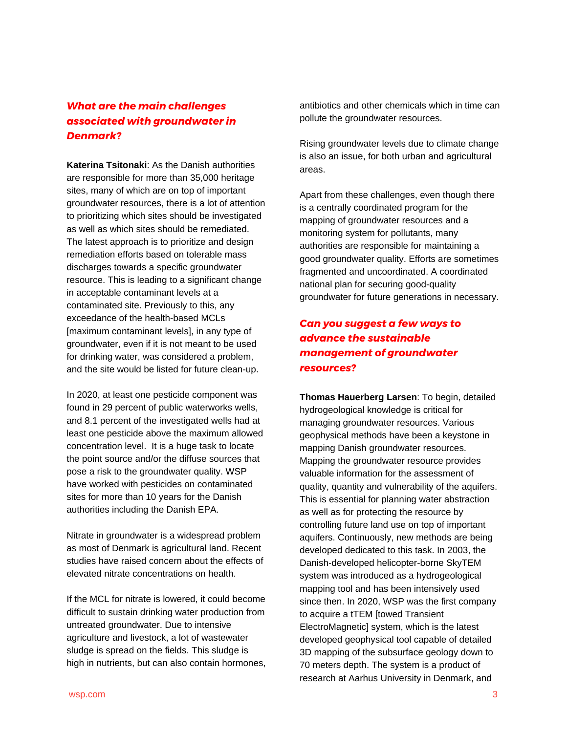### *What are the main challenges associated with groundwater in Denmark?*

**Katerina Tsitonaki**: As the Danish authorities are responsible for more than 35,000 heritage sites, many of which are on top of important groundwater resources, there is a lot of attention to prioritizing which sites should be investigated as well as which sites should be remediated. The latest approach is to prioritize and design remediation efforts based on tolerable mass discharges towards a specific groundwater resource. This is leading to a significant change in acceptable contaminant levels at a contaminated site. Previously to this, any exceedance of the health-based MCLs [maximum contaminant levels], in any type of groundwater, even if it is not meant to be used for drinking water, was considered a problem, and the site would be listed for future clean-up.

In 2020, at least one pesticide component was found in 29 percent of public waterworks wells, and 8.1 percent of the investigated wells had at least one pesticide above the maximum allowed concentration level. It is a huge task to locate the point source and/or the diffuse sources that pose a risk to the groundwater quality. WSP have worked with pesticides on contaminated sites for more than 10 years for the Danish authorities including the Danish EPA.

Nitrate in groundwater is a widespread problem as most of Denmark is agricultural land. Recent studies have raised concern about the effects of elevated nitrate concentrations on health.

If the MCL for nitrate is lowered, it could become difficult to sustain drinking water production from untreated groundwater. Due to intensive agriculture and livestock, a lot of wastewater sludge is spread on the fields. This sludge is high in nutrients, but can also contain hormones, antibiotics and other chemicals which in time can pollute the groundwater resources.

Rising groundwater levels due to climate change is also an issue, for both urban and agricultural areas.

Apart from these challenges, even though there is a centrally coordinated program for the mapping of groundwater resources and a monitoring system for pollutants, many authorities are responsible for maintaining a good groundwater quality. Efforts are sometimes fragmented and uncoordinated. A coordinated national plan for securing good-quality groundwater for future generations in necessary.

### *Can you suggest a few ways to advance the sustainable management of groundwater resources?*

**Thomas Hauerberg Larsen**: To begin, detailed hydrogeological knowledge is critical for managing groundwater resources. Various geophysical methods have been a keystone in mapping Danish groundwater resources. Mapping the groundwater resource provides valuable information for the assessment of quality, quantity and vulnerability of the aquifers. This is essential for planning water abstraction as well as for protecting the resource by controlling future land use on top of important aquifers. Continuously, new methods are being developed dedicated to this task. In 2003, the Danish-developed helicopter-borne SkyTEM system was introduced as a hydrogeological mapping tool and has been intensively used since then. In 2020, WSP was the first company to acquire a tTEM [towed Transient ElectroMagnetic] system, which is the latest developed geophysical tool capable of detailed 3D mapping of the subsurface geology down to 70 meters depth. The system is a product of research at Aarhus University in Denmark, and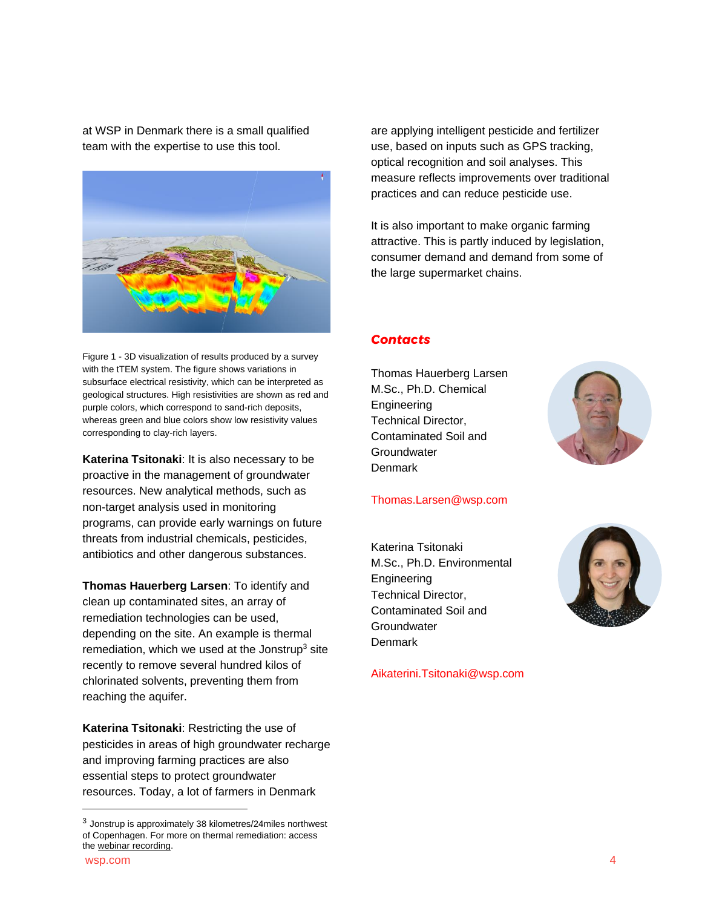at WSP in Denmark there is a small qualified team with the expertise to use this tool.

Figure 1 - 3D visualization of results produced by a survey with the tTEM system. The figure shows variations in subsurface electrical resistivity, which can be interpreted as geological structures. High resistivities are shown as red and purple colors, which correspond to sand-rich deposits, whereas green and blue colors show low resistivity values corresponding to clay-rich layers.

**Katerina Tsitonaki**: It is also necessary to be proactive in the management of groundwater resources. New analytical methods, such as non-target analysis used in monitoring programs, can provide early warnings on future threats from industrial chemicals, pesticides, antibiotics and other dangerous substances.

**Thomas Hauerberg Larsen**: To identify and clean up contaminated sites, an array of remediation technologies can be used, depending on the site. An example is thermal remediation, which we used at the Jonstrup[3] site recently to remove several hundred kilos of chlorinated solvents, preventing them from reaching the aquifer.

**Katerina Tsitonaki**: Restricting the use of pesticides in areas of high groundwater recharge and improving farming practices are also essential steps to protect groundwater resources. Today, a lot of farmers in Denmark are applying intelligent pesticide and fertilizer use, based on inputs such as GPS tracking, optical recognition and soil analyses. This measure reflects improvements over traditional practices and can reduce pesticide use.

It is also important to make organic farming attractive. This is partly induced by legislation, consumer demand and demand from some of the large supermarket chains.

## *Contacts*

Thomas Hauerberg Larsen
M.Sc., Ph.D. Chemical Engineering
Technical Director, Contaminated Soil and Groundwater
Denmark

Thomas.Larsen@wsp.com

Katerina Tsitonaki
M.Sc., Ph.D. Environmental Engineering
Technical Director, Contaminated Soil and Groundwater
Denmark

Aikaterini.Tsitonaki@wsp.com

---

[3] Jonstrup is approximately 38 kilometres/24miles northwest of Copenhagen. For more on thermal remediation: access the webinar recording.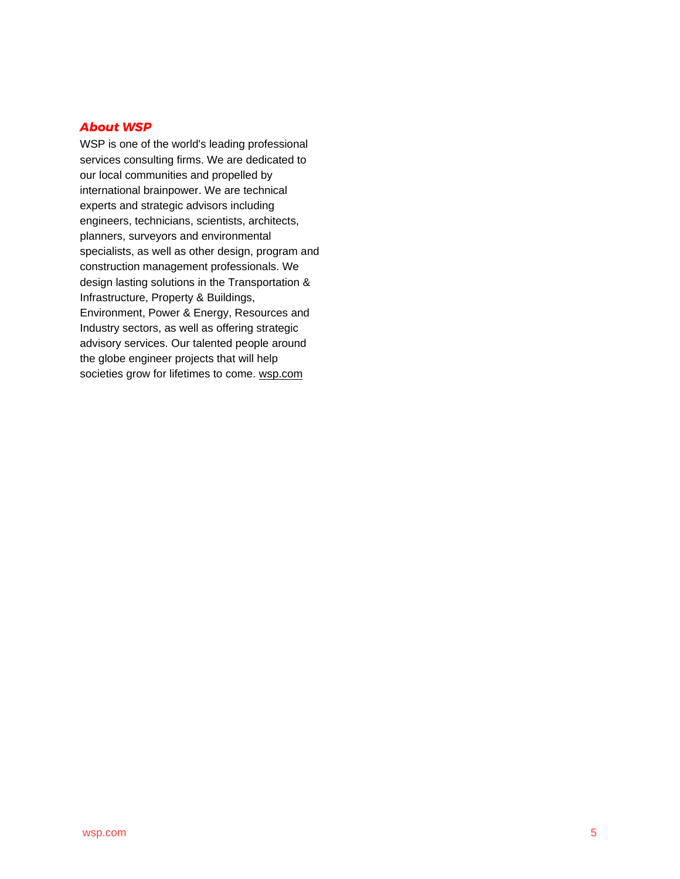### ***About WSP***

WSP is one of the world's leading professional services consulting firms. We are dedicated to our local communities and propelled by international brainpower. We are technical experts and strategic advisors including engineers, technicians, scientists, architects, planners, surveyors and environmental specialists, as well as other design, program and construction management professionals. We design lasting solutions in the Transportation & Infrastructure, Property & Buildings, Environment, Power & Energy, Resources and Industry sectors, as well as offering strategic advisory services. Our talented people around the globe engineer projects that will help societies grow for lifetimes to come. wsp.com